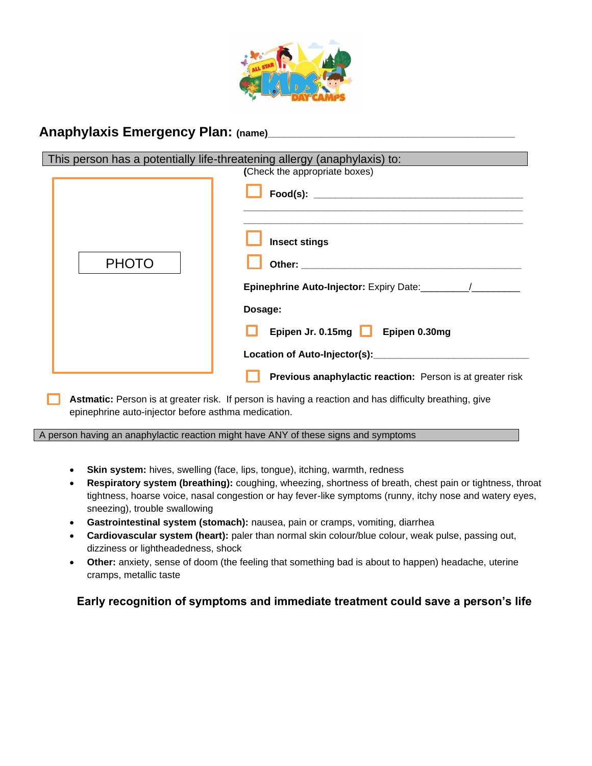# Anaphylaxis Emergency Plan: (name)_____________________________________________

**This person has a potentially life-threatening allergy (anaphylaxis) to:**

(Check the appropriate boxes)

PHOTO

- ☐ **Food(s):** ________________________________________
  ________________________________________________________
  ________________________________________________________
- ☐ **Insect stings**
- ☐ **Other:** ________________________________________

**Epinephrine Auto-Injector:** Expiry Date:_________/_________

**Dosage:**

☐ **Epipen Jr. 0.15mg** ☐ **Epipen 0.30mg**

**Location of Auto-Injector(s):**_____________________________

☐ **Previous anaphylactic reaction:** Person is at greater risk

☐ **Astmatic:** Person is at greater risk. If person is having a reaction and has difficulty breathing, give epinephrine auto-injector before asthma medication.

**A person having an anaphylactic reaction might have ANY of these signs and symptoms**

- **Skin system:** hives, swelling (face, lips, tongue), itching, warmth, redness
- **Respiratory system (breathing):** coughing, wheezing, shortness of breath, chest pain or tightness, throat tightness, hoarse voice, nasal congestion or hay fever-like symptoms (runny, itchy nose and watery eyes, sneezing), trouble swallowing
- **Gastrointestinal system (stomach):** nausea, pain or cramps, vomiting, diarrhea
- **Cardiovascular system (heart):** paler than normal skin colour/blue colour, weak pulse, passing out, dizziness or lightheadedness, shock
- **Other:** anxiety, sense of doom (the feeling that something bad is about to happen) headache, uterine cramps, metallic taste

**Early recognition of symptoms and immediate treatment could save a person's life**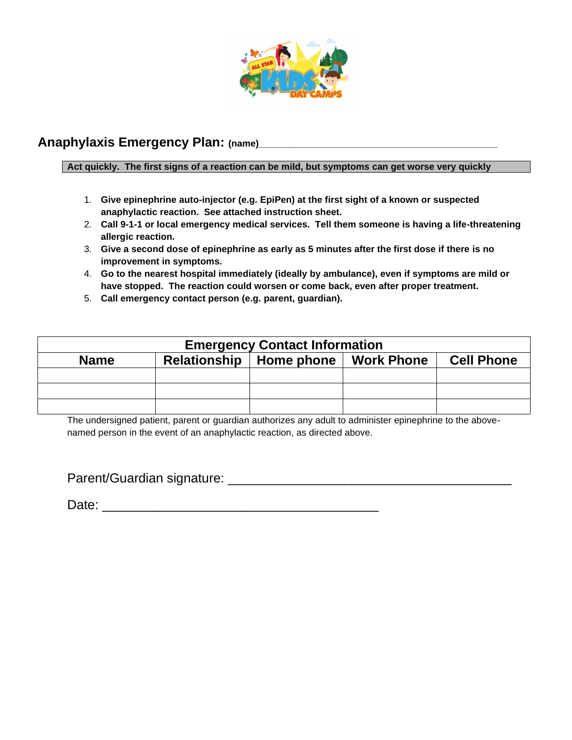## Anaphylaxis Emergency Plan: (name)___________________________________________

**Act quickly. The first signs of a reaction can be mild, but symptoms can get worse very quickly**

1. **Give epinephrine auto-injector (e.g. EpiPen) at the first sight of a known or suspected anaphylactic reaction. See attached instruction sheet.**
2. **Call 9-1-1 or local emergency medical services. Tell them someone is having a life-threatening allergic reaction.**
3. **Give a second dose of epinephrine as early as 5 minutes after the first dose if there is no improvement in symptoms.**
4. **Go to the nearest hospital immediately (ideally by ambulance), even if symptoms are mild or have stopped. The reaction could worsen or come back, even after proper treatment.**
5. **Call emergency contact person (e.g. parent, guardian).**

| Emergency Contact Information | | | | |
|---|---|---|---|---|
| **Name** | **Relationship** | **Home phone** | **Work Phone** | **Cell Phone** |
| | | | | |
| | | | | |
| | | | | |

The undersigned patient, parent or guardian authorizes any adult to administer epinephrine to the above-named person in the event of an anaphylactic reaction, as directed above.

Parent/Guardian signature: _______________________________________

Date: _______________________________________